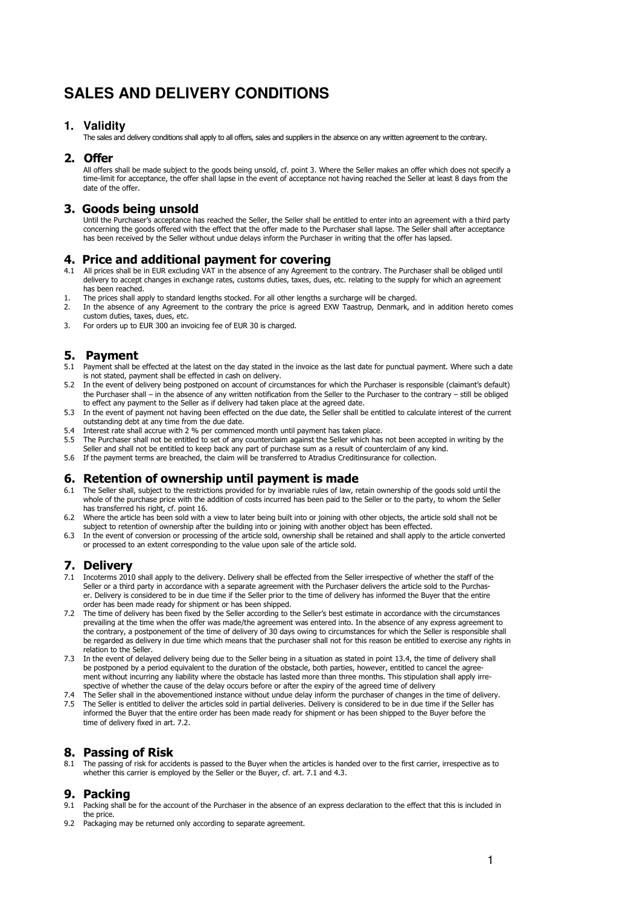# SALES AND DELIVERY CONDITIONS

## 1. Validity

The sales and delivery conditions shall apply to all offers, sales and suppliers in the absence on any written agreement to the contrary.

## 2. Offer

All offers shall be made subject to the goods being unsold, cf. point 3. Where the Seller makes an offer which does not specify a time-limit for acceptance, the offer shall lapse in the event of acceptance not having reached the Seller at least 8 days from the date of the offer.

## 3. Goods being unsold

Until the Purchaser's acceptance has reached the Seller, the Seller shall be entitled to enter into an agreement with a third party concerning the goods offered with the effect that the offer made to the Purchaser shall lapse. The Seller shall after acceptance has been received by the Seller without undue delays inform the Purchaser in writing that the offer has lapsed.

## 4. Price and additional payment for covering

4.1 All prices shall be in EUR excluding VAT in the absence of any Agreement to the contrary. The Purchaser shall be obliged until delivery to accept changes in exchange rates, customs duties, taxes, dues, etc. relating to the supply for which an agreement has been reached.

1. The prices shall apply to standard lengths stocked. For all other lengths a surcharge will be charged.
2. In the absence of any Agreement to the contrary the price is agreed EXW Taastrup, Denmark, and in addition hereto comes custom duties, taxes, dues, etc.
3. For orders up to EUR 300 an invoicing fee of EUR 30 is charged.

## 5. Payment

5.1 Payment shall be effected at the latest on the day stated in the invoice as the last date for punctual payment. Where such a date is not stated, payment shall be effected in cash on delivery.

5.2 In the event of delivery being postponed on account of circumstances for which the Purchaser is responsible (claimant's default) the Purchaser shall – in the absence of any written notification from the Seller to the Purchaser to the contrary – still be obliged to effect any payment to the Seller as if delivery had taken place at the agreed date.

5.3 In the event of payment not having been effected on the due date, the Seller shall be entitled to calculate interest of the current outstanding debt at any time from the due date.

5.4 Interest rate shall accrue with 2 % per commenced month until payment has taken place.

5.5 The Purchaser shall not be entitled to set of any counterclaim against the Seller which has not been accepted in writing by the Seller and shall not be entitled to keep back any part of purchase sum as a result of counterclaim of any kind.

5.6 If the payment terms are breached, the claim will be transferred to Atradius Creditinsurance for collection.

## 6. Retention of ownership until payment is made

6.1 The Seller shall, subject to the restrictions provided for by invariable rules of law, retain ownership of the goods sold until the whole of the purchase price with the addition of costs incurred has been paid to the Seller or to the party, to whom the Seller has transferred his right, cf. point 16.

6.2 Where the article has been sold with a view to later being built into or joining with other objects, the article sold shall not be subject to retention of ownership after the building into or joining with another object has been effected.

6.3 In the event of conversion or processing of the article sold, ownership shall be retained and shall apply to the article converted or processed to an extent corresponding to the value upon sale of the article sold.

## 7. Delivery

7.1 Incoterms 2010 shall apply to the delivery. Delivery shall be effected from the Seller irrespective of whether the staff of the Seller or a third party in accordance with a separate agreement with the Purchaser delivers the article sold to the Purchaser. Delivery is considered to be in due time if the Seller prior to the time of delivery has informed the Buyer that the entire order has been made ready for shipment or has been shipped.

7.2 The time of delivery has been fixed by the Seller according to the Seller's best estimate in accordance with the circumstances prevailing at the time when the offer was made/the agreement was entered into. In the absence of any express agreement to the contrary, a postponement of the time of delivery of 30 days owing to circumstances for which the Seller is responsible shall be regarded as delivery in due time which means that the purchaser shall not for this reason be entitled to exercise any rights in relation to the Seller.

7.3 In the event of delayed delivery being due to the Seller being in a situation as stated in point 13.4, the time of delivery shall be postponed by a period equivalent to the duration of the obstacle, both parties, however, entitled to cancel the agreement without incurring any liability where the obstacle has lasted more than three months. This stipulation shall apply irrespective of whether the cause of the delay occurs before or after the expiry of the agreed time of delivery

7.4 The Seller shall in the abovementioned instance without undue delay inform the purchaser of changes in the time of delivery.

7.5 The Seller is entitled to deliver the articles sold in partial deliveries. Delivery is considered to be in due time if the Seller has informed the Buyer that the entire order has been made ready for shipment or has been shipped to the Buyer before the time of delivery fixed in art. 7.2.

## 8. Passing of Risk

8.1 The passing of risk for accidents is passed to the Buyer when the articles is handed over to the first carrier, irrespective as to whether this carrier is employed by the Seller or the Buyer, cf. art. 7.1 and 4.3.

## 9. Packing

9.1 Packing shall be for the account of the Purchaser in the absence of an express declaration to the effect that this is included in the price.

9.2 Packaging may be returned only according to separate agreement.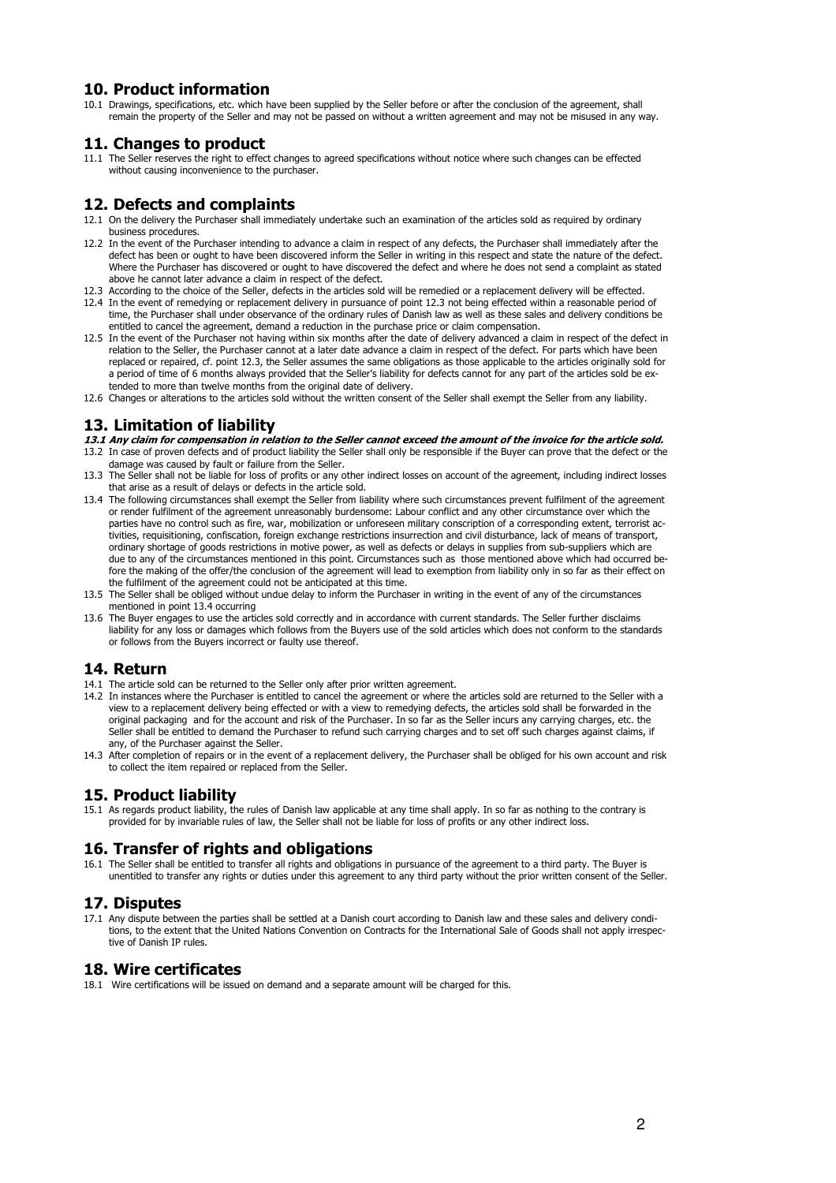## 10. Product information

10.1 Drawings, specifications, etc. which have been supplied by the Seller before or after the conclusion of the agreement, shall remain the property of the Seller and may not be passed on without a written agreement and may not be misused in any way.

## 11. Changes to product

11.1 The Seller reserves the right to effect changes to agreed specifications without notice where such changes can be effected without causing inconvenience to the purchaser.

## 12. Defects and complaints

12.1 On the delivery the Purchaser shall immediately undertake such an examination of the articles sold as required by ordinary business procedures.

12.2 In the event of the Purchaser intending to advance a claim in respect of any defects, the Purchaser shall immediately after the defect has been or ought to have been discovered inform the Seller in writing in this respect and state the nature of the defect. Where the Purchaser has discovered or ought to have discovered the defect and where he does not send a complaint as stated above he cannot later advance a claim in respect of the defect.

12.3 According to the choice of the Seller, defects in the articles sold will be remedied or a replacement delivery will be effected.

12.4 In the event of remedying or replacement delivery in pursuance of point 12.3 not being effected within a reasonable period of time, the Purchaser shall under observance of the ordinary rules of Danish law as well as these sales and delivery conditions be entitled to cancel the agreement, demand a reduction in the purchase price or claim compensation.

12.5 In the event of the Purchaser not having within six months after the date of delivery advanced a claim in respect of the defect in relation to the Seller, the Purchaser cannot at a later date advance a claim in respect of the defect. For parts which have been replaced or repaired, cf. point 12.3, the Seller assumes the same obligations as those applicable to the articles originally sold for a period of time of 6 months always provided that the Seller's liability for defects cannot for any part of the articles sold be extended to more than twelve months from the original date of delivery.

12.6 Changes or alterations to the articles sold without the written consent of the Seller shall exempt the Seller from any liability.

## 13. Limitation of liability

***13.1 Any claim for compensation in relation to the Seller cannot exceed the amount of the invoice for the article sold.***

13.2 In case of proven defects and of product liability the Seller shall only be responsible if the Buyer can prove that the defect or the damage was caused by fault or failure from the Seller.

13.3 The Seller shall not be liable for loss of profits or any other indirect losses on account of the agreement, including indirect losses that arise as a result of delays or defects in the article sold.

13.4 The following circumstances shall exempt the Seller from liability where such circumstances prevent fulfilment of the agreement or render fulfilment of the agreement unreasonably burdensome: Labour conflict and any other circumstance over which the parties have no control such as fire, war, mobilization or unforeseen military conscription of a corresponding extent, terrorist activities, requisitioning, confiscation, foreign exchange restrictions insurrection and civil disturbance, lack of means of transport, ordinary shortage of goods restrictions in motive power, as well as defects or delays in supplies from sub-suppliers which are due to any of the circumstances mentioned in this point. Circumstances such as those mentioned above which had occurred before the making of the offer/the conclusion of the agreement will lead to exemption from liability only in so far as their effect on the fulfilment of the agreement could not be anticipated at this time.

13.5 The Seller shall be obliged without undue delay to inform the Purchaser in writing in the event of any of the circumstances mentioned in point 13.4 occurring

13.6 The Buyer engages to use the articles sold correctly and in accordance with current standards. The Seller further disclaims liability for any loss or damages which follows from the Buyers use of the sold articles which does not conform to the standards or follows from the Buyers incorrect or faulty use thereof.

## 14. Return

14.1 The article sold can be returned to the Seller only after prior written agreement.

14.2 In instances where the Purchaser is entitled to cancel the agreement or where the articles sold are returned to the Seller with a view to a replacement delivery being effected or with a view to remedying defects, the articles sold shall be forwarded in the original packaging and for the account and risk of the Purchaser. In so far as the Seller incurs any carrying charges, etc. the Seller shall be entitled to demand the Purchaser to refund such carrying charges and to set off such charges against claims, if any, of the Purchaser against the Seller.

14.3 After completion of repairs or in the event of a replacement delivery, the Purchaser shall be obliged for his own account and risk to collect the item repaired or replaced from the Seller.

## 15. Product liability

15.1 As regards product liability, the rules of Danish law applicable at any time shall apply. In so far as nothing to the contrary is provided for by invariable rules of law, the Seller shall not be liable for loss of profits or any other indirect loss.

## 16. Transfer of rights and obligations

16.1 The Seller shall be entitled to transfer all rights and obligations in pursuance of the agreement to a third party. The Buyer is unentitled to transfer any rights or duties under this agreement to any third party without the prior written consent of the Seller.

## 17. Disputes

17.1 Any dispute between the parties shall be settled at a Danish court according to Danish law and these sales and delivery conditions, to the extent that the United Nations Convention on Contracts for the International Sale of Goods shall not apply irrespective of Danish IP rules.

## 18. Wire certificates

18.1 Wire certifications will be issued on demand and a separate amount will be charged for this.